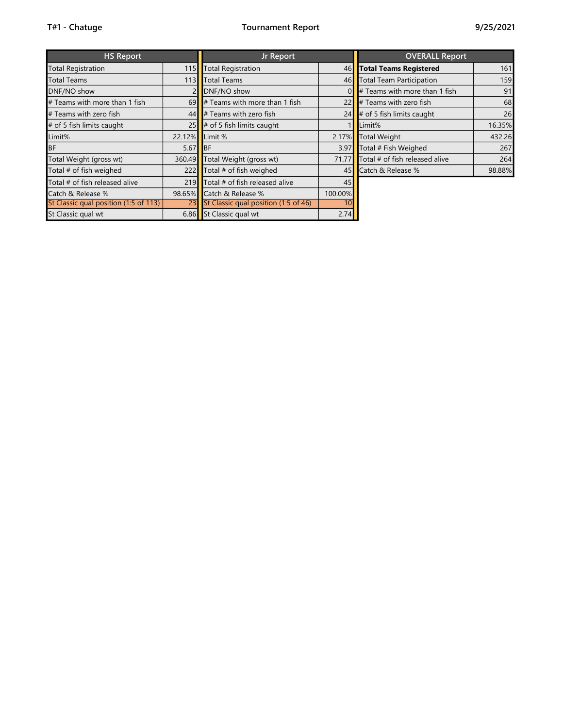T#1 - Chatuge

# Tournament Report

9/25/2021

| HS Report | |
|---|---|
| Total Registration | 115 |
| Total Teams | 113 |
| DNF/NO show | 2 |
| # Teams with more than 1 fish | 69 |
| # Teams with zero fish | 44 |
| # of 5 fish limits caught | 25 |
| Limit% | 22.12% |
| BF | 5.67 |
| Total Weight (gross wt) | 360.49 |
| Total # of fish weighed | 222 |
| Total # of fish released alive | 219 |
| Catch & Release % | 98.65% |
| St Classic qual position (1:5 of 113) | 23 |
| St Classic qual wt | 6.86 |

| Jr Report | |
|---|---|
| Total Registration | 46 |
| Total Teams | 46 |
| DNF/NO show | 0 |
| # Teams with more than 1 fish | 22 |
| # Teams with zero fish | 24 |
| # of 5 fish limits caught | 1 |
| Limit % | 2.17% |
| BF | 3.97 |
| Total Weight (gross wt) | 71.77 |
| Total # of fish weighed | 45 |
| Total # of fish released alive | 45 |
| Catch & Release % | 100.00% |
| St Classic qual position (1:5 of 46) | 10 |
| St Classic qual wt | 2.74 |

| OVERALL Report | |
|---|---|
| **Total Teams Registered** | 161 |
| Total Team Participation | 159 |
| # Teams with more than 1 fish | 91 |
| # Teams with zero fish | 68 |
| # of 5 fish limits caught | 26 |
| Limit% | 16.35% |
| Total Weight | 432.26 |
| Total # Fish Weighed | 267 |
| Total # of fish released alive | 264 |
| Catch & Release % | 98.88% |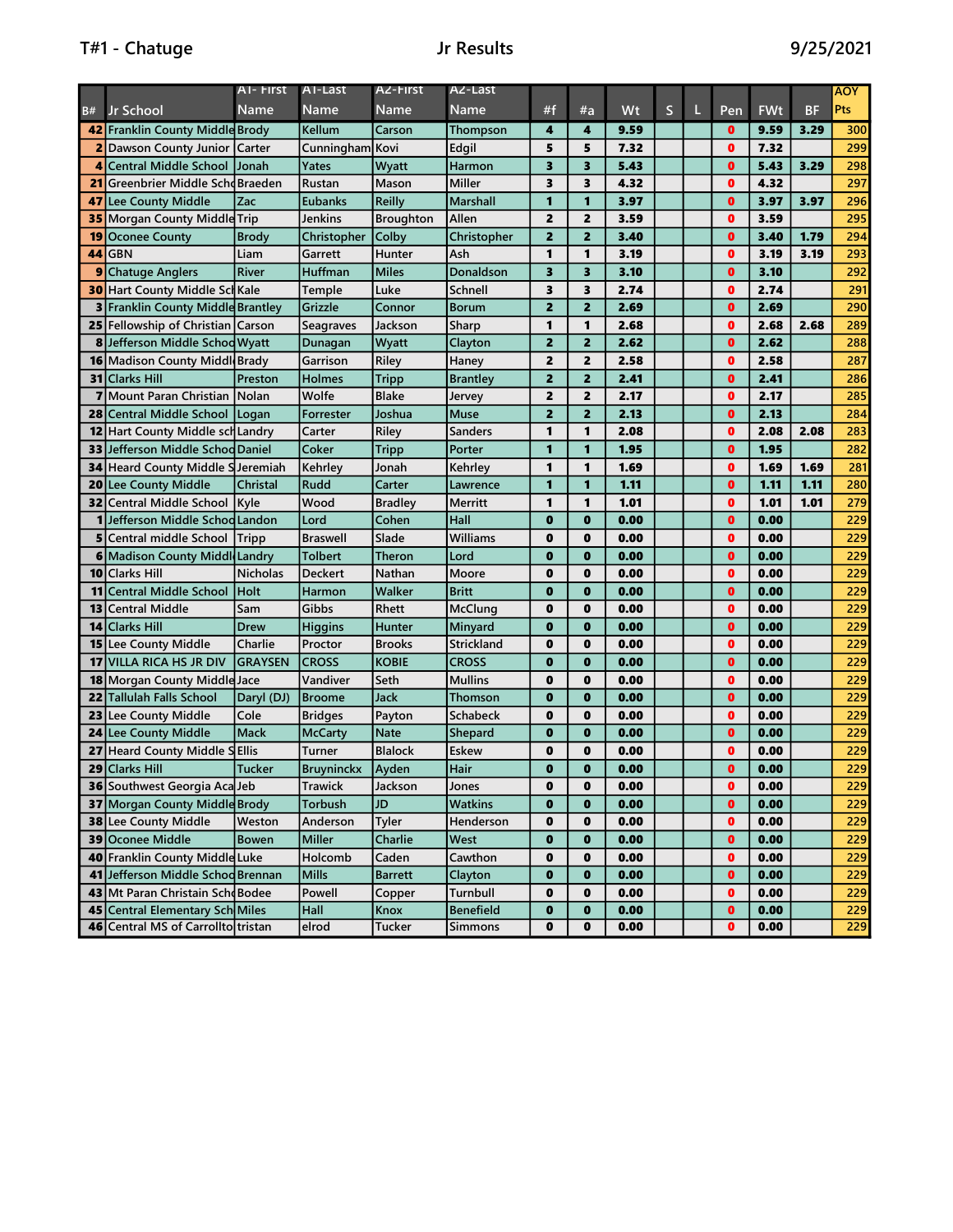T#1 - Chatuge | Jr Results | 9/25/2021

| B# | Jr School | A1- First Name | A1-Last Name | A2-First Name | A2-Last Name | #f | #a | Wt | S | L | Pen | FWt | BF | AOY Pts |
|---|---|---|---|---|---|---|---|---|---|---|---|---|---|---|
| 42 | Franklin County Middle | Brody | Kellum | Carson | Thompson | 4 | 4 | 9.59 | | | 0 | 9.59 | 3.29 | 300 |
| 2 | Dawson County Junior | Carter | Cunningham | Kovi | Edgil | 5 | 5 | 7.32 | | | 0 | 7.32 | | 299 |
| 4 | Central Middle School | Jonah | Yates | Wyatt | Harmon | 3 | 3 | 5.43 | | | 0 | 5.43 | 3.29 | 298 |
| 21 | Greenbrier Middle Scho | Braeden | Rustan | Mason | Miller | 3 | 3 | 4.32 | | | 0 | 4.32 | | 297 |
| 47 | Lee County Middle | Zac | Eubanks | Reilly | Marshall | 1 | 1 | 3.97 | | | 0 | 3.97 | 3.97 | 296 |
| 35 | Morgan County Middle | Trip | Jenkins | Broughton | Allen | 2 | 2 | 3.59 | | | 0 | 3.59 | | 295 |
| 19 | Oconee County | Brody | Christopher | Colby | Christopher | 2 | 2 | 3.40 | | | 0 | 3.40 | 1.79 | 294 |
| 44 | GBN | Liam | Garrett | Hunter | Ash | 1 | 1 | 3.19 | | | 0 | 3.19 | 3.19 | 293 |
| 9 | Chatuge Anglers | River | Huffman | Miles | Donaldson | 3 | 3 | 3.10 | | | 0 | 3.10 | | 292 |
| 30 | Hart County Middle Sc | Kale | Temple | Luke | Schnell | 3 | 3 | 2.74 | | | 0 | 2.74 | | 291 |
| 3 | Franklin County Middle | Brantley | Grizzle | Connor | Borum | 2 | 2 | 2.69 | | | 0 | 2.69 | | 290 |
| 25 | Fellowship of Christian | Carson | Seagraves | Jackson | Sharp | 1 | 1 | 2.68 | | | 0 | 2.68 | 2.68 | 289 |
| 8 | Jefferson Middle Schoo | Wyatt | Dunagan | Wyatt | Clayton | 2 | 2 | 2.62 | | | 0 | 2.62 | | 288 |
| 16 | Madison County Middl | Brady | Garrison | Riley | Haney | 2 | 2 | 2.58 | | | 0 | 2.58 | | 287 |
| 31 | Clarks Hill | Preston | Holmes | Tripp | Brantley | 2 | 2 | 2.41 | | | 0 | 2.41 | | 286 |
| 7 | Mount Paran Christian | Nolan | Wolfe | Blake | Jervey | 2 | 2 | 2.17 | | | 0 | 2.17 | | 285 |
| 28 | Central Middle School | Logan | Forrester | Joshua | Muse | 2 | 2 | 2.13 | | | 0 | 2.13 | | 284 |
| 12 | Hart County Middle sc | Landry | Carter | Riley | Sanders | 1 | 1 | 2.08 | | | 0 | 2.08 | 2.08 | 283 |
| 33 | Jefferson Middle Schoo | Daniel | Coker | Tripp | Porter | 1 | 1 | 1.95 | | | 0 | 1.95 | | 282 |
| 34 | Heard County Middle S | Jeremiah | Kehrley | Jonah | Kehrley | 1 | 1 | 1.69 | | | 0 | 1.69 | 1.69 | 281 |
| 20 | Lee County Middle | Christal | Rudd | Carter | Lawrence | 1 | 1 | 1.11 | | | 0 | 1.11 | 1.11 | 280 |
| 32 | Central Middle School | Kyle | Wood | Bradley | Merritt | 1 | 1 | 1.01 | | | 0 | 1.01 | 1.01 | 279 |
| 1 | Jefferson Middle Schoo | Landon | Lord | Cohen | Hall | 0 | 0 | 0.00 | | | 0 | 0.00 | | 229 |
| 5 | Central middle School | Tripp | Braswell | Slade | Williams | 0 | 0 | 0.00 | | | 0 | 0.00 | | 229 |
| 6 | Madison County Middl | Landry | Tolbert | Theron | Lord | 0 | 0 | 0.00 | | | 0 | 0.00 | | 229 |
| 10 | Clarks Hill | Nicholas | Deckert | Nathan | Moore | 0 | 0 | 0.00 | | | 0 | 0.00 | | 229 |
| 11 | Central Middle School | Holt | Harmon | Walker | Britt | 0 | 0 | 0.00 | | | 0 | 0.00 | | 229 |
| 13 | Central Middle | Sam | Gibbs | Rhett | McClung | 0 | 0 | 0.00 | | | 0 | 0.00 | | 229 |
| 14 | Clarks Hill | Drew | Higgins | Hunter | Minyard | 0 | 0 | 0.00 | | | 0 | 0.00 | | 229 |
| 15 | Lee County Middle | Charlie | Proctor | Brooks | Strickland | 0 | 0 | 0.00 | | | 0 | 0.00 | | 229 |
| 17 | VILLA RICA HS JR DIV | GRAYSEN | CROSS | KOBIE | CROSS | 0 | 0 | 0.00 | | | 0 | 0.00 | | 229 |
| 18 | Morgan County Middle | Jace | Vandiver | Seth | Mullins | 0 | 0 | 0.00 | | | 0 | 0.00 | | 229 |
| 22 | Tallulah Falls School | Daryl (DJ) | Broome | Jack | Thomson | 0 | 0 | 0.00 | | | 0 | 0.00 | | 229 |
| 23 | Lee County Middle | Cole | Bridges | Payton | Schabeck | 0 | 0 | 0.00 | | | 0 | 0.00 | | 229 |
| 24 | Lee County Middle | Mack | McCarty | Nate | Shepard | 0 | 0 | 0.00 | | | 0 | 0.00 | | 229 |
| 27 | Heard County Middle S | Ellis | Turner | Blalock | Eskew | 0 | 0 | 0.00 | | | 0 | 0.00 | | 229 |
| 29 | Clarks Hill | Tucker | Bruyninckx | Ayden | Hair | 0 | 0 | 0.00 | | | 0 | 0.00 | | 229 |
| 36 | Southwest Georgia Aca | Jeb | Trawick | Jackson | Jones | 0 | 0 | 0.00 | | | 0 | 0.00 | | 229 |
| 37 | Morgan County Middle | Brody | Torbush | JD | Watkins | 0 | 0 | 0.00 | | | 0 | 0.00 | | 229 |
| 38 | Lee County Middle | Weston | Anderson | Tyler | Henderson | 0 | 0 | 0.00 | | | 0 | 0.00 | | 229 |
| 39 | Oconee Middle | Bowen | Miller | Charlie | West | 0 | 0 | 0.00 | | | 0 | 0.00 | | 229 |
| 40 | Franklin County Middle | Luke | Holcomb | Caden | Cawthon | 0 | 0 | 0.00 | | | 0 | 0.00 | | 229 |
| 41 | Jefferson Middle Schoo | Brennan | Mills | Barrett | Clayton | 0 | 0 | 0.00 | | | 0 | 0.00 | | 229 |
| 43 | Mt Paran Christain Sch | Bodee | Powell | Copper | Turnbull | 0 | 0 | 0.00 | | | 0 | 0.00 | | 229 |
| 45 | Central Elementary Sch | Miles | Hall | Knox | Benefield | 0 | 0 | 0.00 | | | 0 | 0.00 | | 229 |
| 46 | Central MS of Carrollto | tristan | elrod | Tucker | Simmons | 0 | 0 | 0.00 | | | 0 | 0.00 | | 229 |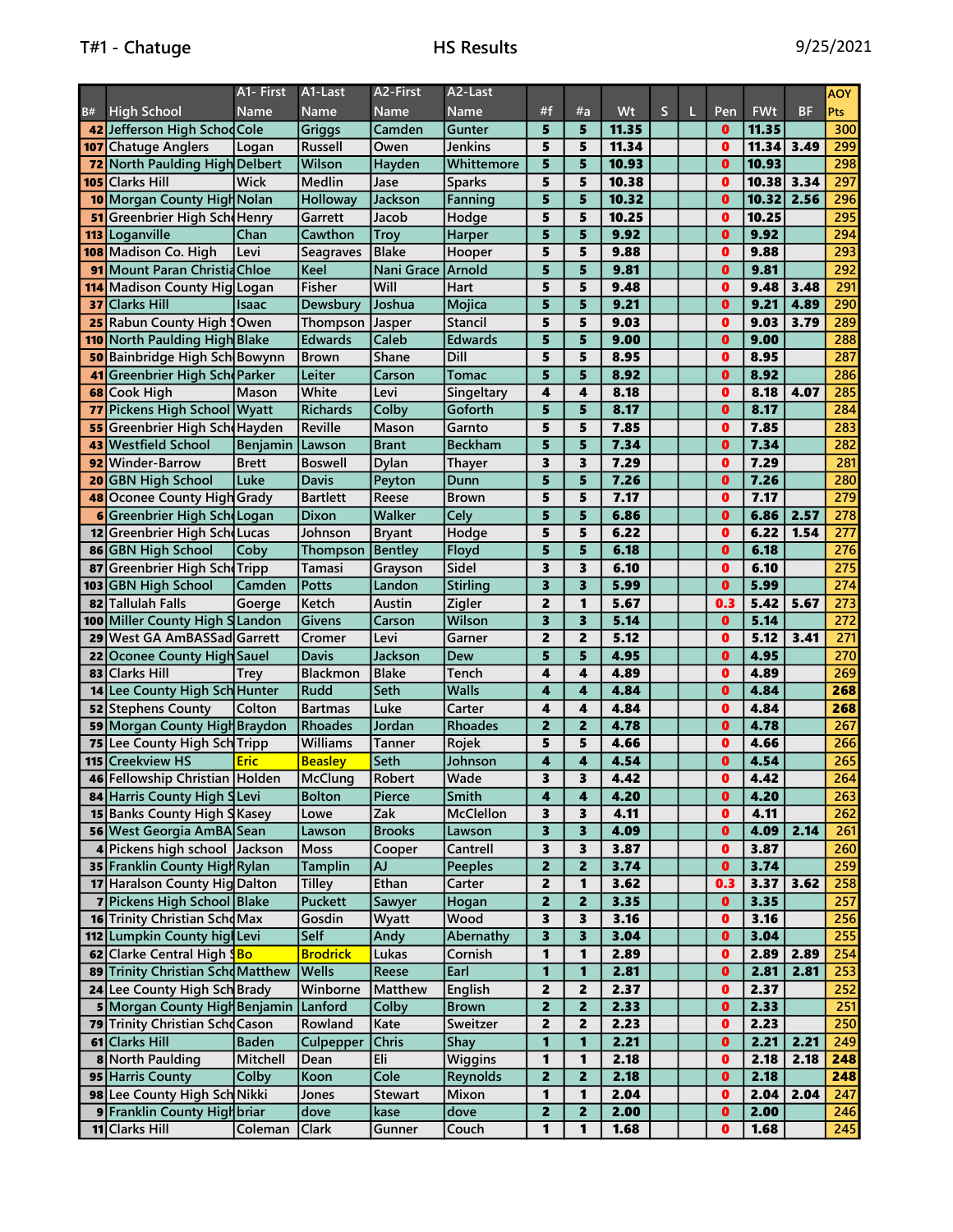T#1 - Chatuge

HS Results

9/25/2021

| B# | High School | A1- First Name | A1-Last Name | A2-First Name | A2-Last Name | #f | #a | Wt | S | L | Pen | FWt | BF | AOY Pts |
|---|---|---|---|---|---|---|---|---|---|---|---|---|---|---|
| 42 | Jefferson High Schoo | Cole | Griggs | Camden | Gunter | 5 | 5 | 11.35 | | | 0 | 11.35 | | 300 |
| 107 | Chatuge Anglers | Logan | Russell | Owen | Jenkins | 5 | 5 | 11.34 | | | 0 | 11.34 | 3.49 | 299 |
| 72 | North Paulding High | Delbert | Wilson | Hayden | Whittemore | 5 | 5 | 10.93 | | | 0 | 10.93 | | 298 |
| 105 | Clarks Hill | Wick | Medlin | Jase | Sparks | 5 | 5 | 10.38 | | | 0 | 10.38 | 3.34 | 297 |
| 10 | Morgan County High | Nolan | Holloway | Jackson | Fanning | 5 | 5 | 10.32 | | | 0 | 10.32 | 2.56 | 296 |
| 51 | Greenbrier High Sch | Henry | Garrett | Jacob | Hodge | 5 | 5 | 10.25 | | | 0 | 10.25 | | 295 |
| 113 | Loganville | Chan | Cawthon | Troy | Harper | 5 | 5 | 9.92 | | | 0 | 9.92 | | 294 |
| 108 | Madison Co. High | Levi | Seagraves | Blake | Hooper | 5 | 5 | 9.88 | | | 0 | 9.88 | | 293 |
| 91 | Mount Paran Christia | Chloe | Keel | Nani Grace | Arnold | 5 | 5 | 9.81 | | | 0 | 9.81 | | 292 |
| 114 | Madison County Hig | Logan | Fisher | Will | Hart | 5 | 5 | 9.48 | | | 0 | 9.48 | 3.48 | 291 |
| 37 | Clarks Hill | Isaac | Dewsbury | Joshua | Mojica | 5 | 5 | 9.21 | | | 0 | 9.21 | 4.89 | 290 |
| 25 | Rabun County High | Owen | Thompson | Jasper | Stancil | 5 | 5 | 9.03 | | | 0 | 9.03 | 3.79 | 289 |
| 110 | North Paulding High | Blake | Edwards | Caleb | Edwards | 5 | 5 | 9.00 | | | 0 | 9.00 | | 288 |
| 50 | Bainbridge High Sch | Bowynn | Brown | Shane | Dill | 5 | 5 | 8.95 | | | 0 | 8.95 | | 287 |
| 41 | Greenbrier High Sch | Parker | Leiter | Carson | Tomac | 5 | 5 | 8.92 | | | 0 | 8.92 | | 286 |
| 68 | Cook High | Mason | White | Levi | Singletary | 4 | 4 | 8.18 | | | 0 | 8.18 | 4.07 | 285 |
| 77 | Pickens High School | Wyatt | Richards | Colby | Goforth | 5 | 5 | 8.17 | | | 0 | 8.17 | | 284 |
| 55 | Greenbrier High Sch | Hayden | Reville | Mason | Garnto | 5 | 5 | 7.85 | | | 0 | 7.85 | | 283 |
| 43 | Westfield School | Benjamin | Lawson | Brant | Beckham | 5 | 5 | 7.34 | | | 0 | 7.34 | | 282 |
| 92 | Winder-Barrow | Brett | Boswell | Dylan | Thayer | 3 | 3 | 7.29 | | | 0 | 7.29 | | 281 |
| 20 | GBN High School | Luke | Davis | Peyton | Dunn | 5 | 5 | 7.26 | | | 0 | 7.26 | | 280 |
| 48 | Oconee County High | Grady | Bartlett | Reese | Brown | 5 | 5 | 7.17 | | | 0 | 7.17 | | 279 |
| 6 | Greenbrier High Sch | Logan | Dixon | Walker | Cely | 5 | 5 | 6.86 | | | 0 | 6.86 | 2.57 | 278 |
| 12 | Greenbrier High Sch | Lucas | Johnson | Bryant | Hodge | 5 | 5 | 6.22 | | | 0 | 6.22 | 1.54 | 277 |
| 86 | GBN High School | Coby | Thompson | Bentley | Floyd | 5 | 5 | 6.18 | | | 0 | 6.18 | | 276 |
| 87 | Greenbrier High Sch | Tripp | Tamasi | Grayson | Sidel | 3 | 3 | 6.10 | | | 0 | 6.10 | | 275 |
| 103 | GBN High School | Camden | Potts | Landon | Stirling | 3 | 3 | 5.99 | | | 0 | 5.99 | | 274 |
| 82 | Tallulah Falls | Goerge | Ketch | Austin | Zigler | 2 | 1 | 5.67 | | | 0.3 | 5.42 | 5.67 | 273 |
| 100 | Miller County High S | Landon | Givens | Carson | Wilson | 3 | 3 | 5.14 | | | 0 | 5.14 | | 272 |
| 29 | West GA AmBASSad | Garrett | Cromer | Levi | Garner | 2 | 2 | 5.12 | | | 0 | 5.12 | 3.41 | 271 |
| 22 | Oconee County High | Sauel | Davis | Jackson | Dew | 5 | 5 | 4.95 | | | 0 | 4.95 | | 270 |
| 83 | Clarks Hill | Trey | Blackmon | Blake | Tench | 4 | 4 | 4.89 | | | 0 | 4.89 | | 269 |
| 14 | Lee County High Sch | Hunter | Rudd | Seth | Walls | 4 | 4 | 4.84 | | | 0 | 4.84 | | 268 |
| 52 | Stephens County | Colton | Bartmas | Luke | Carter | 4 | 4 | 4.84 | | | 0 | 4.84 | | 268 |
| 59 | Morgan County High | Braydon | Rhoades | Jordan | Rhoades | 2 | 2 | 4.78 | | | 0 | 4.78 | | 267 |
| 75 | Lee County High Sch | Tripp | Williams | Tanner | Rojek | 5 | 5 | 4.66 | | | 0 | 4.66 | | 266 |
| 115 | Creekview HS | Eric | Beasley | Seth | Johnson | 4 | 4 | 4.54 | | | 0 | 4.54 | | 265 |
| 46 | Fellowship Christian | Holden | McClung | Robert | Wade | 3 | 3 | 4.42 | | | 0 | 4.42 | | 264 |
| 84 | Harris County High S | Levi | Bolton | Pierce | Smith | 4 | 4 | 4.20 | | | 0 | 4.20 | | 263 |
| 15 | Banks County High S | Kasey | Lowe | Zak | McClellon | 3 | 3 | 4.11 | | | 0 | 4.11 | | 262 |
| 56 | West Georgia AmBA | Sean | Lawson | Brooks | Lawson | 3 | 3 | 4.09 | | | 0 | 4.09 | 2.14 | 261 |
| 4 | Pickens high school | Jackson | Moss | Cooper | Cantrell | 3 | 3 | 3.87 | | | 0 | 3.87 | | 260 |
| 35 | Franklin County High | Rylan | Tamplin | AJ | Peeples | 2 | 2 | 3.74 | | | 0 | 3.74 | | 259 |
| 17 | Haralson County Hig | Dalton | Tilley | Ethan | Carter | 2 | 1 | 3.62 | | | 0.3 | 3.37 | 3.62 | 258 |
| 7 | Pickens High School | Blake | Puckett | Sawyer | Hogan | 2 | 2 | 3.35 | | | 0 | 3.35 | | 257 |
| 16 | Trinity Christian Scho | Max | Gosdin | Wyatt | Wood | 3 | 3 | 3.16 | | | 0 | 3.16 | | 256 |
| 112 | Lumpkin County high | Levi | Self | Andy | Abernathy | 3 | 3 | 3.04 | | | 0 | 3.04 | | 255 |
| 62 | Clarke Central High S | Bo | Brodrick | Lukas | Cornish | 1 | 1 | 2.89 | | | 0 | 2.89 | 2.89 | 254 |
| 89 | Trinity Christian Scho | Matthew | Wells | Reese | Earl | 1 | 1 | 2.81 | | | 0 | 2.81 | 2.81 | 253 |
| 24 | Lee County High Sch | Brady | Winborne | Matthew | English | 2 | 2 | 2.37 | | | 0 | 2.37 | | 252 |
| 5 | Morgan County High | Benjamin | Lanford | Colby | Brown | 2 | 2 | 2.33 | | | 0 | 2.33 | | 251 |
| 79 | Trinity Christian Scho | Cason | Rowland | Kate | Sweitzer | 2 | 2 | 2.23 | | | 0 | 2.23 | | 250 |
| 61 | Clarks Hill | Baden | Culpepper | Chris | Shay | 1 | 1 | 2.21 | | | 0 | 2.21 | 2.21 | 249 |
| 8 | North Paulding | Mitchell | Dean | Eli | Wiggins | 1 | 1 | 2.18 | | | 0 | 2.18 | 2.18 | 248 |
| 95 | Harris County | Colby | Koon | Cole | Reynolds | 2 | 2 | 2.18 | | | 0 | 2.18 | | 248 |
| 98 | Lee County High Sch | Nikki | Jones | Stewart | Mixon | 1 | 1 | 2.04 | | | 0 | 2.04 | 2.04 | 247 |
| 9 | Franklin County High | briar | dove | kase | dove | 2 | 2 | 2.00 | | | 0 | 2.00 | | 246 |
| 11 | Clarks Hill | Coleman | Clark | Gunner | Couch | 1 | 1 | 1.68 | | | 0 | 1.68 | | 245 |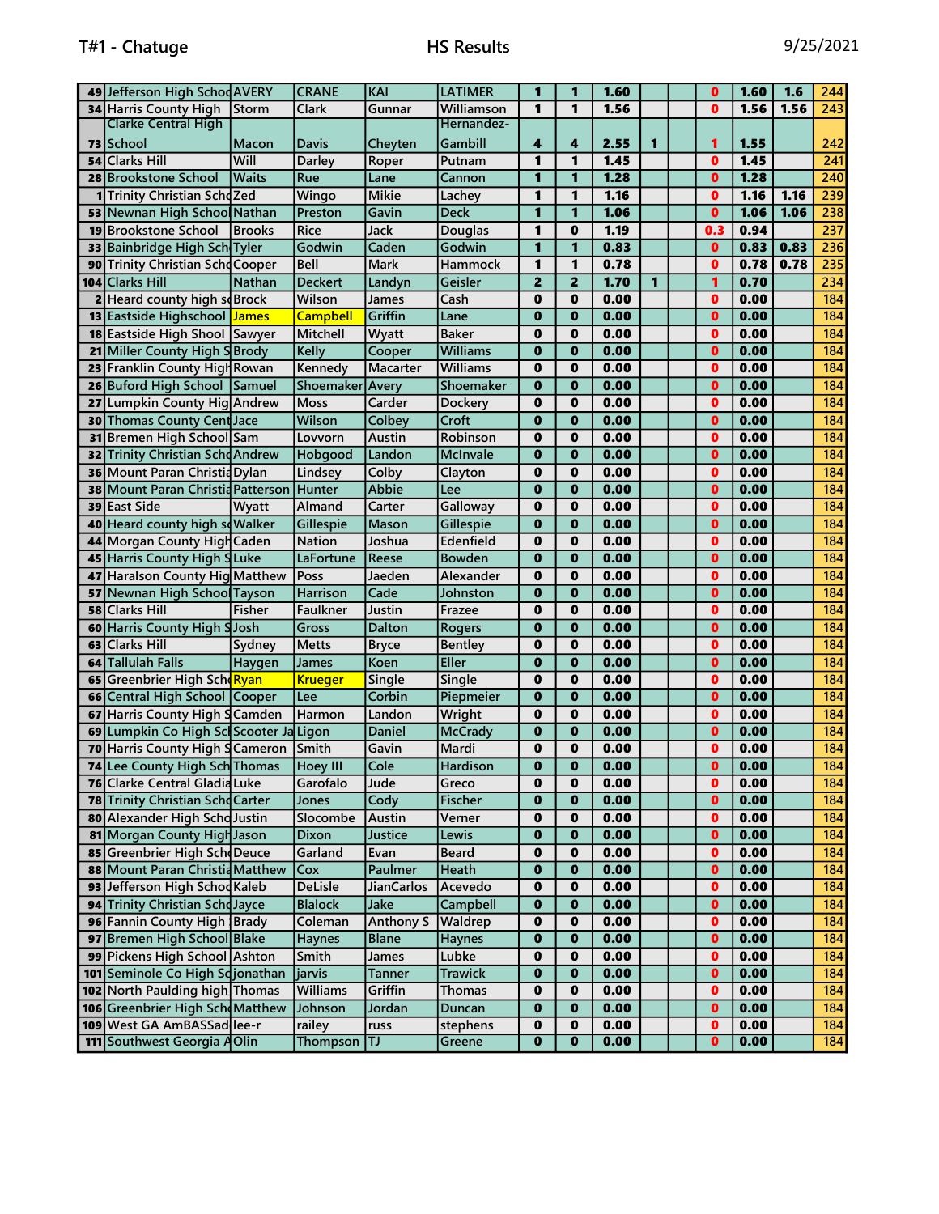| | | | | | | | | | | | | | | |
|---|---|---|---|---|---|---|---|---|---|---|---|---|---|---|
| 49 | Jefferson High Schoo | AVERY | CRANE | KAI | LATIMER | 1 | 1 | 1.60 | | | 0 | 1.60 | 1.6 | 244 |
| 34 | Harris County High | Storm | Clark | Gunnar | Williamson | 1 | 1 | 1.56 | | | 0 | 1.56 | 1.56 | 243 |
| 73 | Clarke Central High School | Macon | Davis | Cheyten | Hernandez-Gambill | 4 | 4 | 2.55 | 1 | | 1 | 1.55 | | 242 |
| 54 | Clarks Hill | Will | Darley | Roper | Putnam | 1 | 1 | 1.45 | | | 0 | 1.45 | | 241 |
| 28 | Brookstone School | Waits | Rue | Lane | Cannon | 1 | 1 | 1.28 | | | 0 | 1.28 | | 240 |
| 1 | Trinity Christian Scho | Zed | Wingo | Mikie | Lachey | 1 | 1 | 1.16 | | | 0 | 1.16 | 1.16 | 239 |
| 53 | Newnan High School | Nathan | Preston | Gavin | Deck | 1 | 1 | 1.06 | | | 0 | 1.06 | 1.06 | 238 |
| 19 | Brookstone School | Brooks | Rice | Jack | Douglas | 1 | 0 | 1.19 | | | 0.3 | 0.94 | | 237 |
| 33 | Bainbridge High Sch | Tyler | Godwin | Caden | Godwin | 1 | 1 | 0.83 | | | 0 | 0.83 | 0.83 | 236 |
| 90 | Trinity Christian Scho | Cooper | Bell | Mark | Hammock | 1 | 1 | 0.78 | | | 0 | 0.78 | 0.78 | 235 |
| 104 | Clarks Hill | Nathan | Deckert | Landyn | Geisler | 2 | 2 | 1.70 | 1 | | 1 | 0.70 | | 234 |
| 2 | Heard county high sc | Brock | Wilson | James | Cash | 0 | 0 | 0.00 | | | 0 | 0.00 | | 184 |
| 13 | Eastside Highschool | James | Campbell | Griffin | Lane | 0 | 0 | 0.00 | | | 0 | 0.00 | | 184 |
| 18 | Eastside High Shool | Sawyer | Mitchell | Wyatt | Baker | 0 | 0 | 0.00 | | | 0 | 0.00 | | 184 |
| 21 | Miller County High S | Brody | Kelly | Cooper | Williams | 0 | 0 | 0.00 | | | 0 | 0.00 | | 184 |
| 23 | Franklin County High | Rowan | Kennedy | Macarter | Williams | 0 | 0 | 0.00 | | | 0 | 0.00 | | 184 |
| 26 | Buford High School | Samuel | Shoemaker | Avery | Shoemaker | 0 | 0 | 0.00 | | | 0 | 0.00 | | 184 |
| 27 | Lumpkin County Hig | Andrew | Moss | Carder | Dockery | 0 | 0 | 0.00 | | | 0 | 0.00 | | 184 |
| 30 | Thomas County Cent | Jace | Wilson | Colbey | Croft | 0 | 0 | 0.00 | | | 0 | 0.00 | | 184 |
| 31 | Bremen High School | Sam | Lovvorn | Austin | Robinson | 0 | 0 | 0.00 | | | 0 | 0.00 | | 184 |
| 32 | Trinity Christian Scho | Andrew | Hobgood | Landon | McInvale | 0 | 0 | 0.00 | | | 0 | 0.00 | | 184 |
| 36 | Mount Paran Christia | Dylan | Lindsey | Colby | Clayton | 0 | 0 | 0.00 | | | 0 | 0.00 | | 184 |
| 38 | Mount Paran Christia | Patterson | Hunter | Abbie | Lee | 0 | 0 | 0.00 | | | 0 | 0.00 | | 184 |
| 39 | East Side | Wyatt | Almand | Carter | Galloway | 0 | 0 | 0.00 | | | 0 | 0.00 | | 184 |
| 40 | Heard county high sc | Walker | Gillespie | Mason | Gillespie | 0 | 0 | 0.00 | | | 0 | 0.00 | | 184 |
| 44 | Morgan County High | Caden | Nation | Joshua | Edenfield | 0 | 0 | 0.00 | | | 0 | 0.00 | | 184 |
| 45 | Harris County High S | Luke | LaFortune | Reese | Bowden | 0 | 0 | 0.00 | | | 0 | 0.00 | | 184 |
| 47 | Haralson County Hig | Matthew | Poss | Jaeden | Alexander | 0 | 0 | 0.00 | | | 0 | 0.00 | | 184 |
| 57 | Newnan High School | Tayson | Harrison | Cade | Johnston | 0 | 0 | 0.00 | | | 0 | 0.00 | | 184 |
| 58 | Clarks Hill | Fisher | Faulkner | Justin | Frazee | 0 | 0 | 0.00 | | | 0 | 0.00 | | 184 |
| 60 | Harris County High S | Josh | Gross | Dalton | Rogers | 0 | 0 | 0.00 | | | 0 | 0.00 | | 184 |
| 63 | Clarks Hill | Sydney | Metts | Bryce | Bentley | 0 | 0 | 0.00 | | | 0 | 0.00 | | 184 |
| 64 | Tallulah Falls | Haygen | James | Koen | Eller | 0 | 0 | 0.00 | | | 0 | 0.00 | | 184 |
| 65 | Greenbrier High Scho | Ryan | Krueger | Single | Single | 0 | 0 | 0.00 | | | 0 | 0.00 | | 184 |
| 66 | Central High School | Cooper | Lee | Corbin | Piepmeier | 0 | 0 | 0.00 | | | 0 | 0.00 | | 184 |
| 67 | Harris County High S | Camden | Harmon | Landon | Wright | 0 | 0 | 0.00 | | | 0 | 0.00 | | 184 |
| 69 | Lumpkin Co High Scl | Scooter Ja | Ligon | Daniel | McCrady | 0 | 0 | 0.00 | | | 0 | 0.00 | | 184 |
| 70 | Harris County High S | Cameron | Smith | Gavin | Mardi | 0 | 0 | 0.00 | | | 0 | 0.00 | | 184 |
| 74 | Lee County High Sch | Thomas | Hoey III | Cole | Hardison | 0 | 0 | 0.00 | | | 0 | 0.00 | | 184 |
| 76 | Clarke Central Gladia | Luke | Garofalo | Jude | Greco | 0 | 0 | 0.00 | | | 0 | 0.00 | | 184 |
| 78 | Trinity Christian Scho | Carter | Jones | Cody | Fischer | 0 | 0 | 0.00 | | | 0 | 0.00 | | 184 |
| 80 | Alexander High Scho | Justin | Slocombe | Austin | Verner | 0 | 0 | 0.00 | | | 0 | 0.00 | | 184 |
| 81 | Morgan County High | Jason | Dixon | Justice | Lewis | 0 | 0 | 0.00 | | | 0 | 0.00 | | 184 |
| 85 | Greenbrier High Scho | Deuce | Garland | Evan | Beard | 0 | 0 | 0.00 | | | 0 | 0.00 | | 184 |
| 88 | Mount Paran Christia | Matthew | Cox | Paulmer | Heath | 0 | 0 | 0.00 | | | 0 | 0.00 | | 184 |
| 93 | Jefferson High Schoo | Kaleb | DeLisle | JianCarlos | Acevedo | 0 | 0 | 0.00 | | | 0 | 0.00 | | 184 |
| 94 | Trinity Christian Scho | Jayce | Blalock | Jake | Campbell | 0 | 0 | 0.00 | | | 0 | 0.00 | | 184 |
| 96 | Fannin County High | Brady | Coleman | Anthony S | Waldrep | 0 | 0 | 0.00 | | | 0 | 0.00 | | 184 |
| 97 | Bremen High School | Blake | Haynes | Blane | Haynes | 0 | 0 | 0.00 | | | 0 | 0.00 | | 184 |
| 99 | Pickens High School | Ashton | Smith | James | Lubke | 0 | 0 | 0.00 | | | 0 | 0.00 | | 184 |
| 101 | Seminole Co High Sc | jonathan | jarvis | Tanner | Trawick | 0 | 0 | 0.00 | | | 0 | 0.00 | | 184 |
| 102 | North Paulding high | Thomas | Williams | Griffin | Thomas | 0 | 0 | 0.00 | | | 0 | 0.00 | | 184 |
| 106 | Greenbrier High Scho | Matthew | Johnson | Jordan | Duncan | 0 | 0 | 0.00 | | | 0 | 0.00 | | 184 |
| 109 | West GA AmBASSad | lee-r | railey | russ | stephens | 0 | 0 | 0.00 | | | 0 | 0.00 | | 184 |
| 111 | Southwest Georgia A | Olin | Thompson | TJ | Greene | 0 | 0 | 0.00 | | | 0 | 0.00 | | 184 |